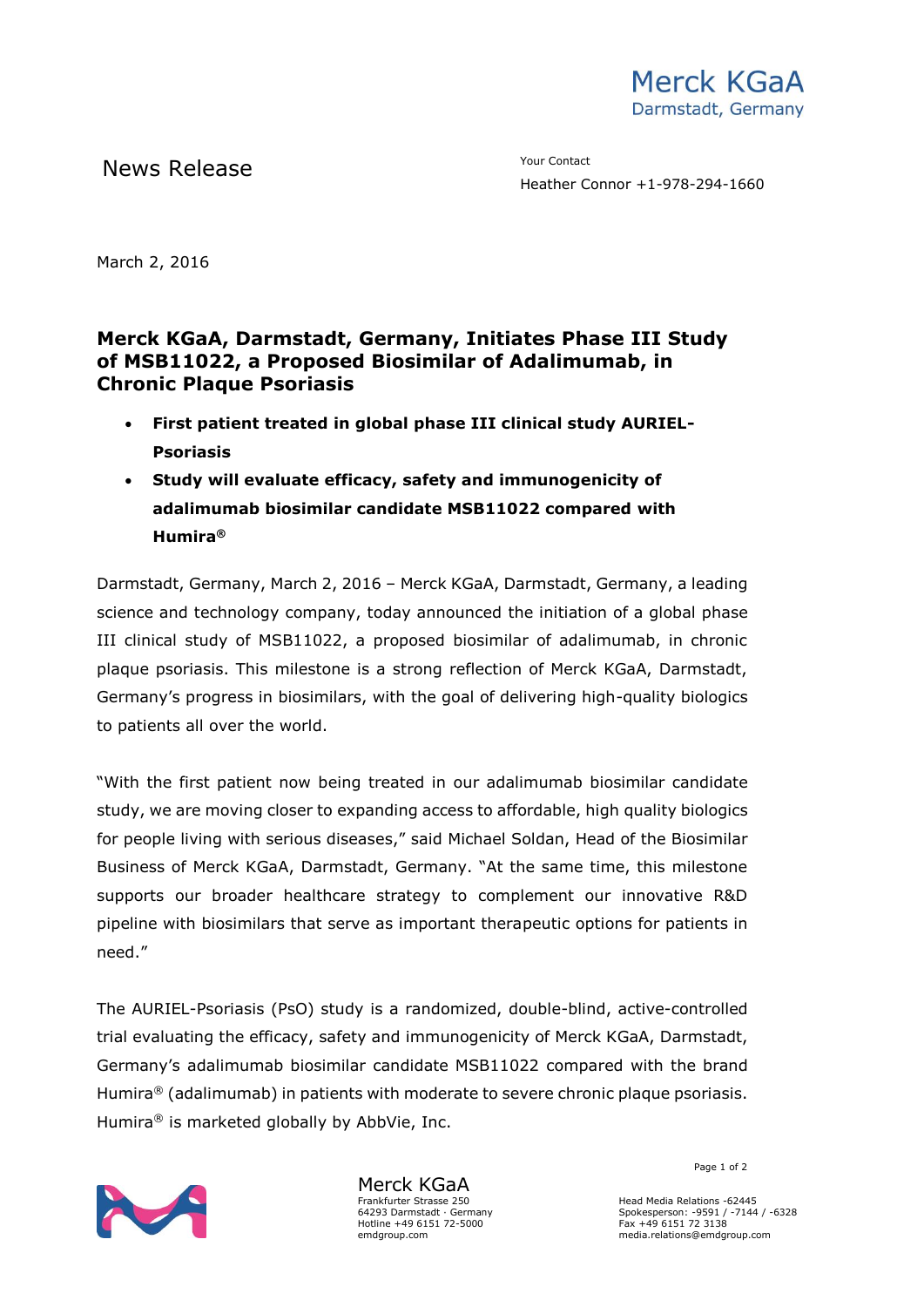Merck KGaA
Darmstadt, Germany

News Release

Your Contact
Heather Connor +1-978-294-1660

March 2, 2016

# Merck KGaA, Darmstadt, Germany, Initiates Phase III Study of MSB11022, a Proposed Biosimilar of Adalimumab, in Chronic Plaque Psoriasis

- **First patient treated in global phase III clinical study AURIEL-Psoriasis**
- **Study will evaluate efficacy, safety and immunogenicity of adalimumab biosimilar candidate MSB11022 compared with Humira®**

Darmstadt, Germany, March 2, 2016 – Merck KGaA, Darmstadt, Germany, a leading science and technology company, today announced the initiation of a global phase III clinical study of MSB11022, a proposed biosimilar of adalimumab, in chronic plaque psoriasis. This milestone is a strong reflection of Merck KGaA, Darmstadt, Germany's progress in biosimilars, with the goal of delivering high-quality biologics to patients all over the world.

"With the first patient now being treated in our adalimumab biosimilar candidate study, we are moving closer to expanding access to affordable, high quality biologics for people living with serious diseases," said Michael Soldan, Head of the Biosimilar Business of Merck KGaA, Darmstadt, Germany. "At the same time, this milestone supports our broader healthcare strategy to complement our innovative R&D pipeline with biosimilars that serve as important therapeutic options for patients in need."

The AURIEL-Psoriasis (PsO) study is a randomized, double-blind, active-controlled trial evaluating the efficacy, safety and immunogenicity of Merck KGaA, Darmstadt, Germany's adalimumab biosimilar candidate MSB11022 compared with the brand Humira® (adalimumab) in patients with moderate to severe chronic plaque psoriasis. Humira® is marketed globally by AbbVie, Inc.

Merck KGaA
Frankfurter Strasse 250
64293 Darmstadt · Germany
Hotline +49 6151 72-5000
emdgroup.com

Head Media Relations -62445
Spokesperson: -9591 / -7144 / -6328
Fax +49 6151 72 3138
media.relations@emdgroup.com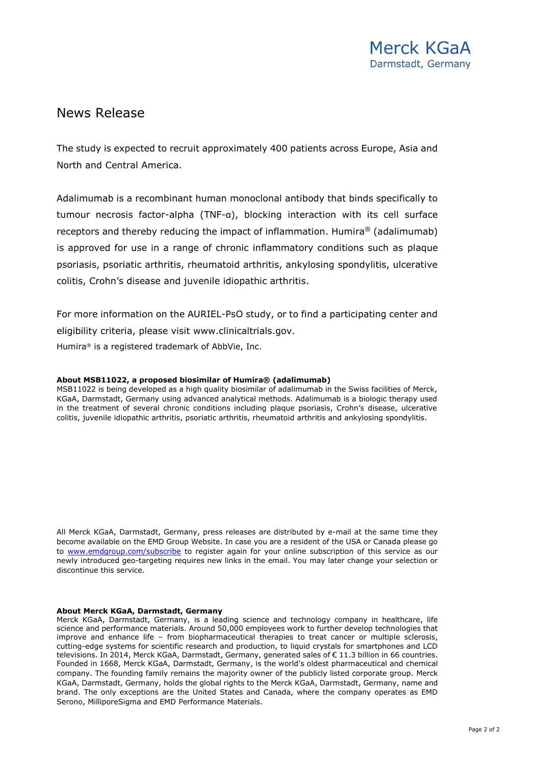# News Release

The study is expected to recruit approximately 400 patients across Europe, Asia and North and Central America.

Adalimumab is a recombinant human monoclonal antibody that binds specifically to tumour necrosis factor-alpha (TNF-α), blocking interaction with its cell surface receptors and thereby reducing the impact of inflammation. Humira® (adalimumab) is approved for use in a range of chronic inflammatory conditions such as plaque psoriasis, psoriatic arthritis, rheumatoid arthritis, ankylosing spondylitis, ulcerative colitis, Crohn's disease and juvenile idiopathic arthritis.

For more information on the AURIEL-PsO study, or to find a participating center and eligibility criteria, please visit www.clinicaltrials.gov.

Humira® is a registered trademark of AbbVie, Inc.

**About MSB11022, a proposed biosimilar of Humira® (adalimumab)**

MSB11022 is being developed as a high quality biosimilar of adalimumab in the Swiss facilities of Merck, KGaA, Darmstadt, Germany using advanced analytical methods. Adalimumab is a biologic therapy used in the treatment of several chronic conditions including plaque psoriasis, Crohn's disease, ulcerative colitis, juvenile idiopathic arthritis, psoriatic arthritis, rheumatoid arthritis and ankylosing spondylitis.

All Merck KGaA, Darmstadt, Germany, press releases are distributed by e-mail at the same time they become available on the EMD Group Website. In case you are a resident of the USA or Canada please go to [www.emdgroup.com/subscribe](www.emdgroup.com/subscribe) to register again for your online subscription of this service as our newly introduced geo-targeting requires new links in the email. You may later change your selection or discontinue this service.

**About Merck KGaA, Darmstadt, Germany**

Merck KGaA, Darmstadt, Germany, is a leading science and technology company in healthcare, life science and performance materials. Around 50,000 employees work to further develop technologies that improve and enhance life – from biopharmaceutical therapies to treat cancer or multiple sclerosis, cutting-edge systems for scientific research and production, to liquid crystals for smartphones and LCD televisions. In 2014, Merck KGaA, Darmstadt, Germany, generated sales of € 11.3 billion in 66 countries. Founded in 1668, Merck KGaA, Darmstadt, Germany, is the world's oldest pharmaceutical and chemical company. The founding family remains the majority owner of the publicly listed corporate group. Merck KGaA, Darmstadt, Germany, holds the global rights to the Merck KGaA, Darmstadt, Germany, name and brand. The only exceptions are the United States and Canada, where the company operates as EMD Serono, MilliporeSigma and EMD Performance Materials.